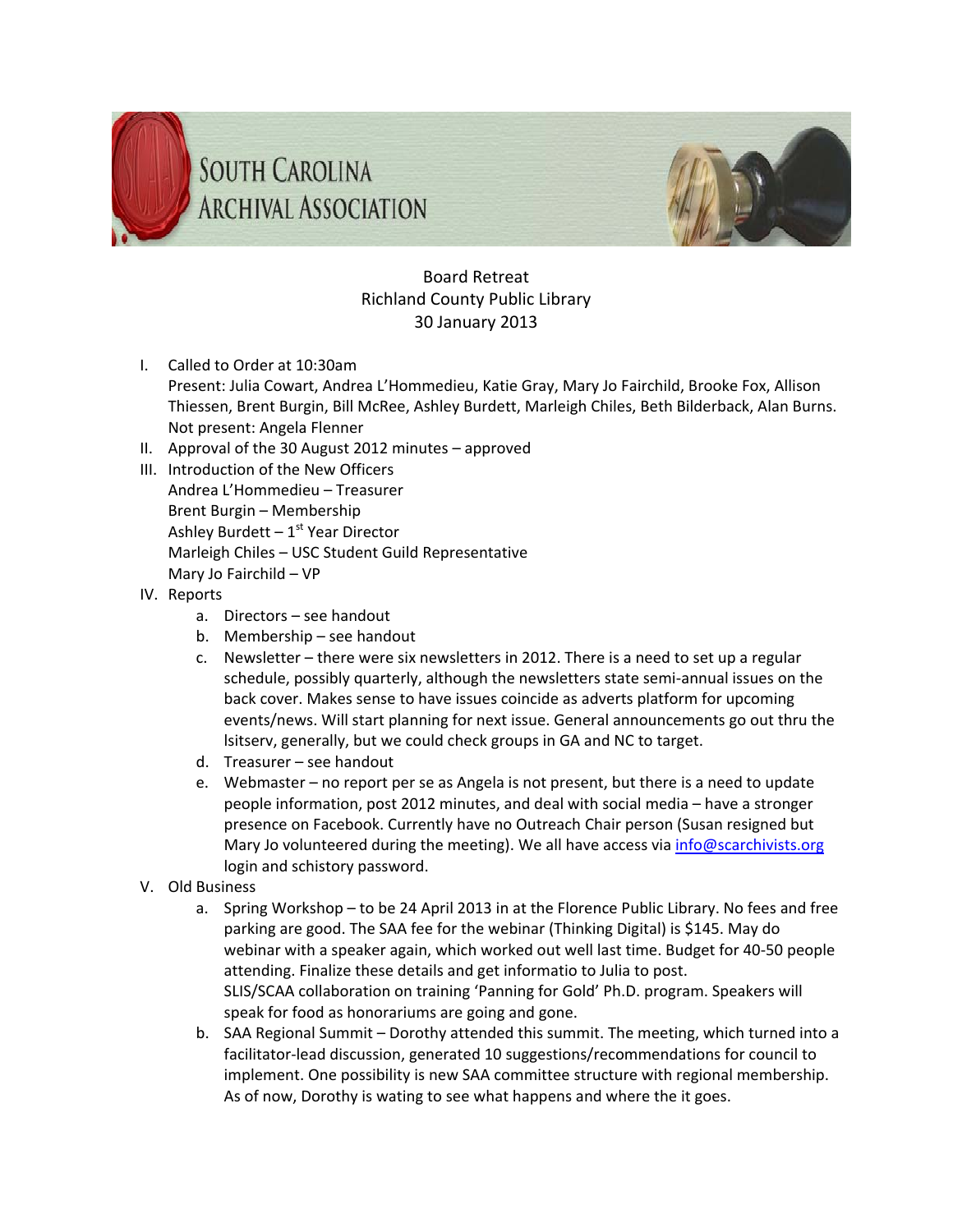# SOUTH CAROLINA ARCHIVAL ASSOCIATION

Board Retreat
Richland County Public Library
30 January 2013

I. Called to Order at 10:30am
   Present: Julia Cowart, Andrea L'Hommedieu, Katie Gray, Mary Jo Fairchild, Brooke Fox, Allison Thiessen, Brent Burgin, Bill McRee, Ashley Burdett, Marleigh Chiles, Beth Bilderback, Alan Burns.
   Not present: Angela Flenner
II. Approval of the 30 August 2012 minutes – approved
III. Introduction of the New Officers
   Andrea L'Hommedieu – Treasurer
   Brent Burgin – Membership
   Ashley Burdett – 1st Year Director
   Marleigh Chiles – USC Student Guild Representative
   Mary Jo Fairchild – VP
IV. Reports
   a. Directors – see handout
   b. Membership – see handout
   c. Newsletter – there were six newsletters in 2012. There is a need to set up a regular schedule, possibly quarterly, although the newsletters state semi-annual issues on the back cover. Makes sense to have issues coincide as adverts platform for upcoming events/news. Will start planning for next issue. General announcements go out thru the lsitserv, generally, but we could check groups in GA and NC to target.
   d. Treasurer – see handout
   e. Webmaster – no report per se as Angela is not present, but there is a need to update people information, post 2012 minutes, and deal with social media – have a stronger presence on Facebook. Currently have no Outreach Chair person (Susan resigned but Mary Jo volunteered during the meeting). We all have access via info@scarchivists.org login and schistory password.
V. Old Business
   a. Spring Workshop – to be 24 April 2013 in at the Florence Public Library. No fees and free parking are good. The SAA fee for the webinar (Thinking Digital) is $145. May do webinar with a speaker again, which worked out well last time. Budget for 40-50 people attending. Finalize these details and get informatio to Julia to post.
      SLIS/SCAA collaboration on training 'Panning for Gold' Ph.D. program. Speakers will speak for food as honorariums are going and gone.
   b. SAA Regional Summit – Dorothy attended this summit. The meeting, which turned into a facilitator-lead discussion, generated 10 suggestions/recommendations for council to implement. One possibility is new SAA committee structure with regional membership. As of now, Dorothy is wating to see what happens and where the it goes.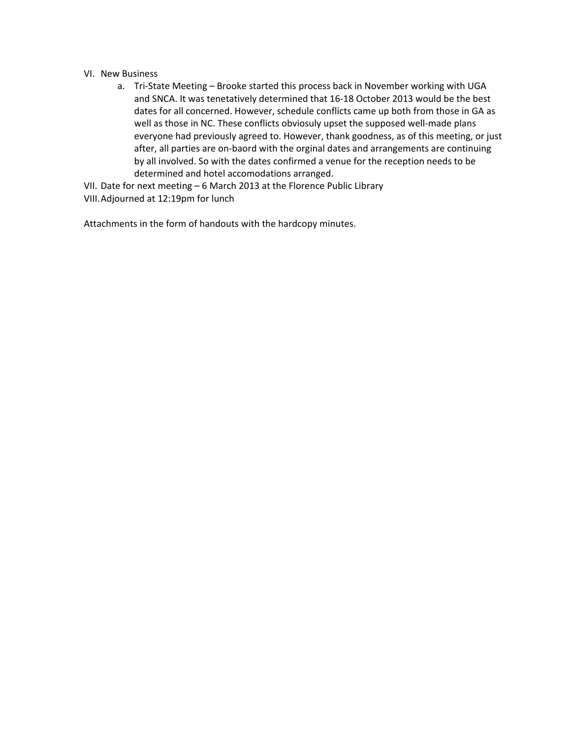VI. New Business

   a. Tri-State Meeting – Brooke started this process back in November working with UGA and SNCA. It was tenetatively determined that 16-18 October 2013 would be the best dates for all concerned. However, schedule conflicts came up both from those in GA as well as those in NC. These conflicts obviosuly upset the supposed well-made plans everyone had previously agreed to. However, thank goodness, as of this meeting, or just after, all parties are on-baord with the orginal dates and arrangements are continuing by all involved. So with the dates confirmed a venue for the reception needs to be determined and hotel accomodations arranged.

VII. Date for next meeting – 6 March 2013 at the Florence Public Library

VIII. Adjourned at 12:19pm for lunch

Attachments in the form of handouts with the hardcopy minutes.